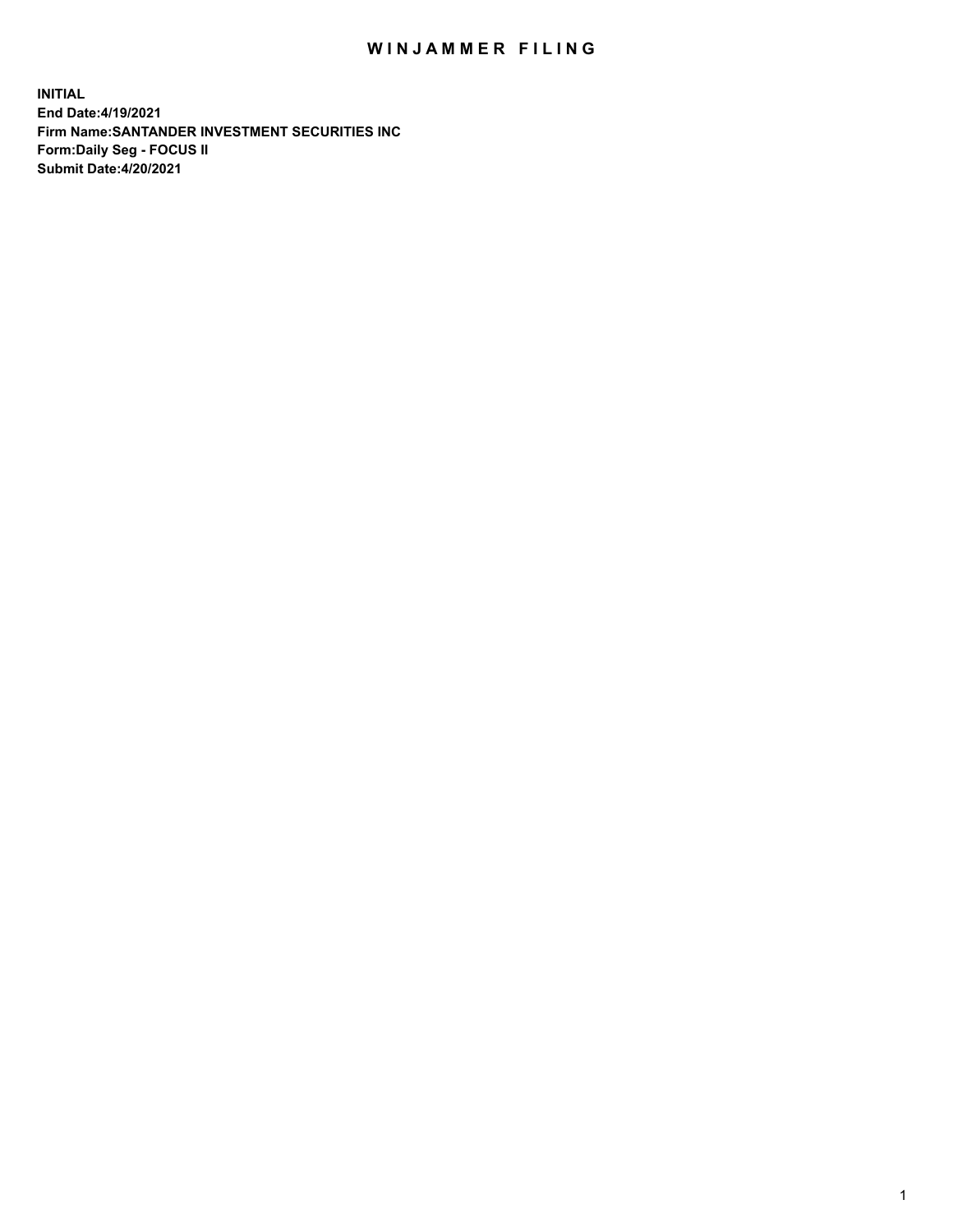# WINJAMMER FILING

**INITIAL**
**End Date:4/19/2021**
**Firm Name:SANTANDER INVESTMENT SECURITIES INC**
**Form:Daily Seg - FOCUS II**
**Submit Date:4/20/2021**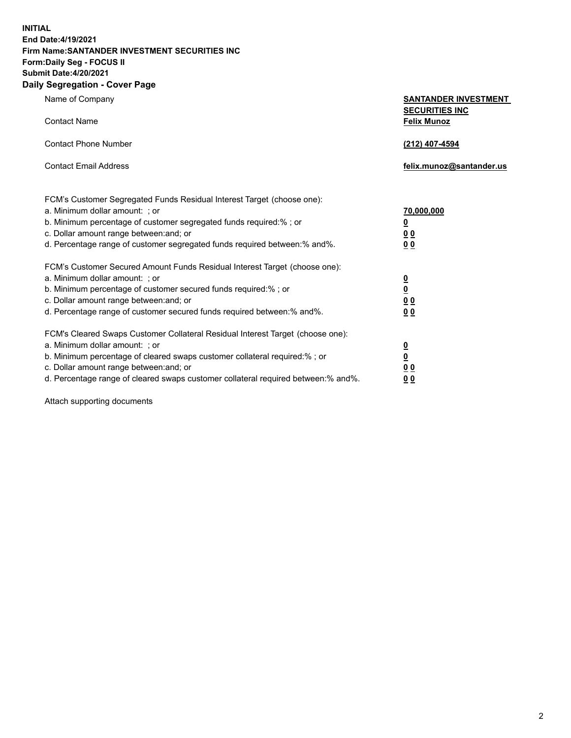**INITIAL**
**End Date:4/19/2021**
**Firm Name:SANTANDER INVESTMENT SECURITIES INC**
**Form:Daily Seg - FOCUS II**
**Submit Date:4/20/2021**

## Daily Segregation - Cover Page

| | |
|---|---|
| Name of Company | **SANTANDER INVESTMENT SECURITIES INC** |
| Contact Name | **Felix Munoz** |
| Contact Phone Number | **(212) 407-4594** |
| Contact Email Address | **felix.munoz@santander.us** |

| | |
|---|---|
| FCM's Customer Segregated Funds Residual Interest Target (choose one): | |
| a. Minimum dollar amount: ; or | **70,000,000** |
| b. Minimum percentage of customer segregated funds required:% ; or | **0** |
| c. Dollar amount range between:and; or | **0 0** |
| d. Percentage range of customer segregated funds required between:% and%. | **0 0** |
| FCM's Customer Secured Amount Funds Residual Interest Target (choose one): | |
| a. Minimum dollar amount: ; or | **0** |
| b. Minimum percentage of customer secured funds required:% ; or | **0** |
| c. Dollar amount range between:and; or | **0 0** |
| d. Percentage range of customer secured funds required between:% and%. | **0 0** |
| FCM's Cleared Swaps Customer Collateral Residual Interest Target (choose one): | |
| a. Minimum dollar amount: ; or | **0** |
| b. Minimum percentage of cleared swaps customer collateral required:% ; or | **0** |
| c. Dollar amount range between:and; or | **0 0** |
| d. Percentage range of cleared swaps customer collateral required between:% and%. | **0 0** |

Attach supporting documents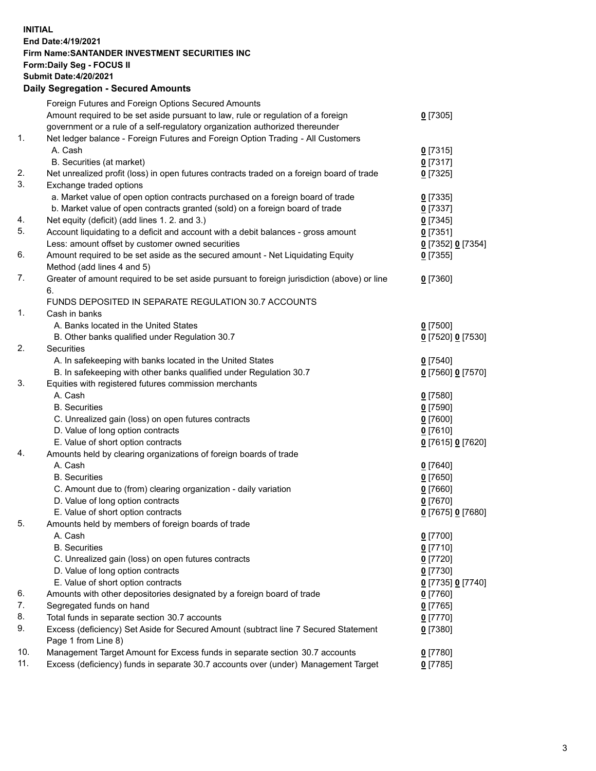**INITIAL**
**End Date:4/19/2021**
**Firm Name:SANTANDER INVESTMENT SECURITIES INC**
**Form:Daily Seg - FOCUS II**
**Submit Date:4/20/2021**

## Daily Segregation - Secured Amounts

| | | |
|---|---|---|
| | Foreign Futures and Foreign Options Secured Amounts | |
| | Amount required to be set aside pursuant to law, rule or regulation of a foreign government or a rule of a self-regulatory organization authorized thereunder | 0 [7305] |
| 1. | Net ledger balance - Foreign Futures and Foreign Option Trading - All Customers | |
| | A. Cash | 0 [7315] |
| | B. Securities (at market) | 0 [7317] |
| 2. | Net unrealized profit (loss) in open futures contracts traded on a foreign board of trade | 0 [7325] |
| 3. | Exchange traded options | |
| | a. Market value of open option contracts purchased on a foreign board of trade | 0 [7335] |
| | b. Market value of open contracts granted (sold) on a foreign board of trade | 0 [7337] |
| 4. | Net equity (deficit) (add lines 1. 2. and 3.) | 0 [7345] |
| 5. | Account liquidating to a deficit and account with a debit balances - gross amount | 0 [7351] |
| | Less: amount offset by customer owned securities | 0 [7352] 0 [7354] |
| 6. | Amount required to be set aside as the secured amount - Net Liquidating Equity Method (add lines 4 and 5) | 0 [7355] |
| 7. | Greater of amount required to be set aside pursuant to foreign jurisdiction (above) or line 6. | 0 [7360] |
| | FUNDS DEPOSITED IN SEPARATE REGULATION 30.7 ACCOUNTS | |
| 1. | Cash in banks | |
| | A. Banks located in the United States | 0 [7500] |
| | B. Other banks qualified under Regulation 30.7 | 0 [7520] 0 [7530] |
| 2. | Securities | |
| | A. In safekeeping with banks located in the United States | 0 [7540] |
| | B. In safekeeping with other banks qualified under Regulation 30.7 | 0 [7560] 0 [7570] |
| 3. | Equities with registered futures commission merchants | |
| | A. Cash | 0 [7580] |
| | B. Securities | 0 [7590] |
| | C. Unrealized gain (loss) on open futures contracts | 0 [7600] |
| | D. Value of long option contracts | 0 [7610] |
| | E. Value of short option contracts | 0 [7615] 0 [7620] |
| 4. | Amounts held by clearing organizations of foreign boards of trade | |
| | A. Cash | 0 [7640] |
| | B. Securities | 0 [7650] |
| | C. Amount due to (from) clearing organization - daily variation | 0 [7660] |
| | D. Value of long option contracts | 0 [7670] |
| | E. Value of short option contracts | 0 [7675] 0 [7680] |
| 5. | Amounts held by members of foreign boards of trade | |
| | A. Cash | 0 [7700] |
| | B. Securities | 0 [7710] |
| | C. Unrealized gain (loss) on open futures contracts | 0 [7720] |
| | D. Value of long option contracts | 0 [7730] |
| | E. Value of short option contracts | 0 [7735] 0 [7740] |
| 6. | Amounts with other depositories designated by a foreign board of trade | 0 [7760] |
| 7. | Segregated funds on hand | 0 [7765] |
| 8. | Total funds in separate section 30.7 accounts | 0 [7770] |
| 9. | Excess (deficiency) Set Aside for Secured Amount (subtract line 7 Secured Statement Page 1 from Line 8) | 0 [7380] |
| 10. | Management Target Amount for Excess funds in separate section 30.7 accounts | 0 [7780] |
| 11. | Excess (deficiency) funds in separate 30.7 accounts over (under) Management Target | 0 [7785] |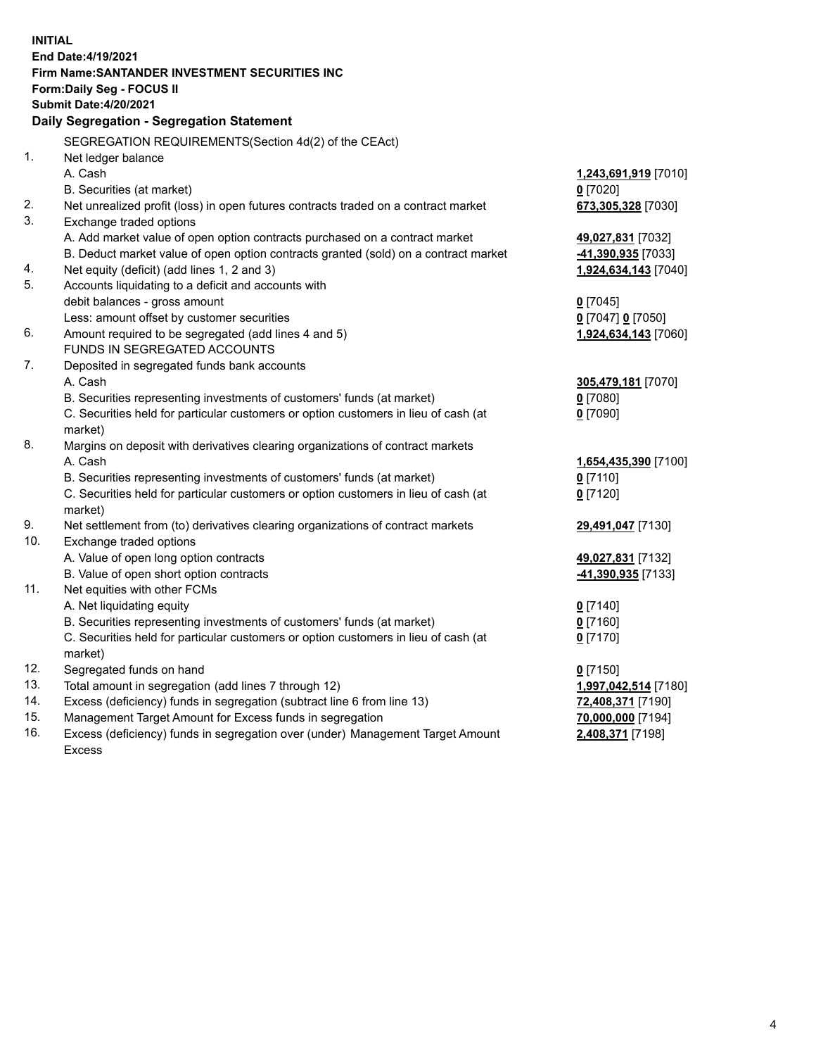**INITIAL**
**End Date:4/19/2021**
**Firm Name:SANTANDER INVESTMENT SECURITIES INC**
**Form:Daily Seg - FOCUS II**
**Submit Date:4/20/2021**

## Daily Segregation - Segregation Statement

SEGREGATION REQUIREMENTS(Section 4d(2) of the CEAct)

| | | |
|---|---|---|
| 1. | Net ledger balance | |
| | A. Cash | **1,243,691,919** [7010] |
| | B. Securities (at market) | **0** [7020] |
| 2. | Net unrealized profit (loss) in open futures contracts traded on a contract market | **673,305,328** [7030] |
| 3. | Exchange traded options | |
| | A. Add market value of open option contracts purchased on a contract market | **49,027,831** [7032] |
| | B. Deduct market value of open option contracts granted (sold) on a contract market | **-41,390,935** [7033] |
| 4. | Net equity (deficit) (add lines 1, 2 and 3) | **1,924,634,143** [7040] |
| 5. | Accounts liquidating to a deficit and accounts with debit balances - gross amount | **0** [7045] |
| | Less: amount offset by customer securities | **0** [7047] **0** [7050] |
| 6. | Amount required to be segregated (add lines 4 and 5) | **1,924,634,143** [7060] |
| | FUNDS IN SEGREGATED ACCOUNTS | |
| 7. | Deposited in segregated funds bank accounts | |
| | A. Cash | **305,479,181** [7070] |
| | B. Securities representing investments of customers' funds (at market) | **0** [7080] |
| | C. Securities held for particular customers or option customers in lieu of cash (at market) | **0** [7090] |
| 8. | Margins on deposit with derivatives clearing organizations of contract markets | |
| | A. Cash | **1,654,435,390** [7100] |
| | B. Securities representing investments of customers' funds (at market) | **0** [7110] |
| | C. Securities held for particular customers or option customers in lieu of cash (at market) | **0** [7120] |
| 9. | Net settlement from (to) derivatives clearing organizations of contract markets | **29,491,047** [7130] |
| 10. | Exchange traded options | |
| | A. Value of open long option contracts | **49,027,831** [7132] |
| | B. Value of open short option contracts | **-41,390,935** [7133] |
| 11. | Net equities with other FCMs | |
| | A. Net liquidating equity | **0** [7140] |
| | B. Securities representing investments of customers' funds (at market) | **0** [7160] |
| | C. Securities held for particular customers or option customers in lieu of cash (at market) | **0** [7170] |
| 12. | Segregated funds on hand | **0** [7150] |
| 13. | Total amount in segregation (add lines 7 through 12) | **1,997,042,514** [7180] |
| 14. | Excess (deficiency) funds in segregation (subtract line 6 from line 13) | **72,408,371** [7190] |
| 15. | Management Target Amount for Excess funds in segregation | **70,000,000** [7194] |
| 16. | Excess (deficiency) funds in segregation over (under) Management Target Amount Excess | **2,408,371** [7198] |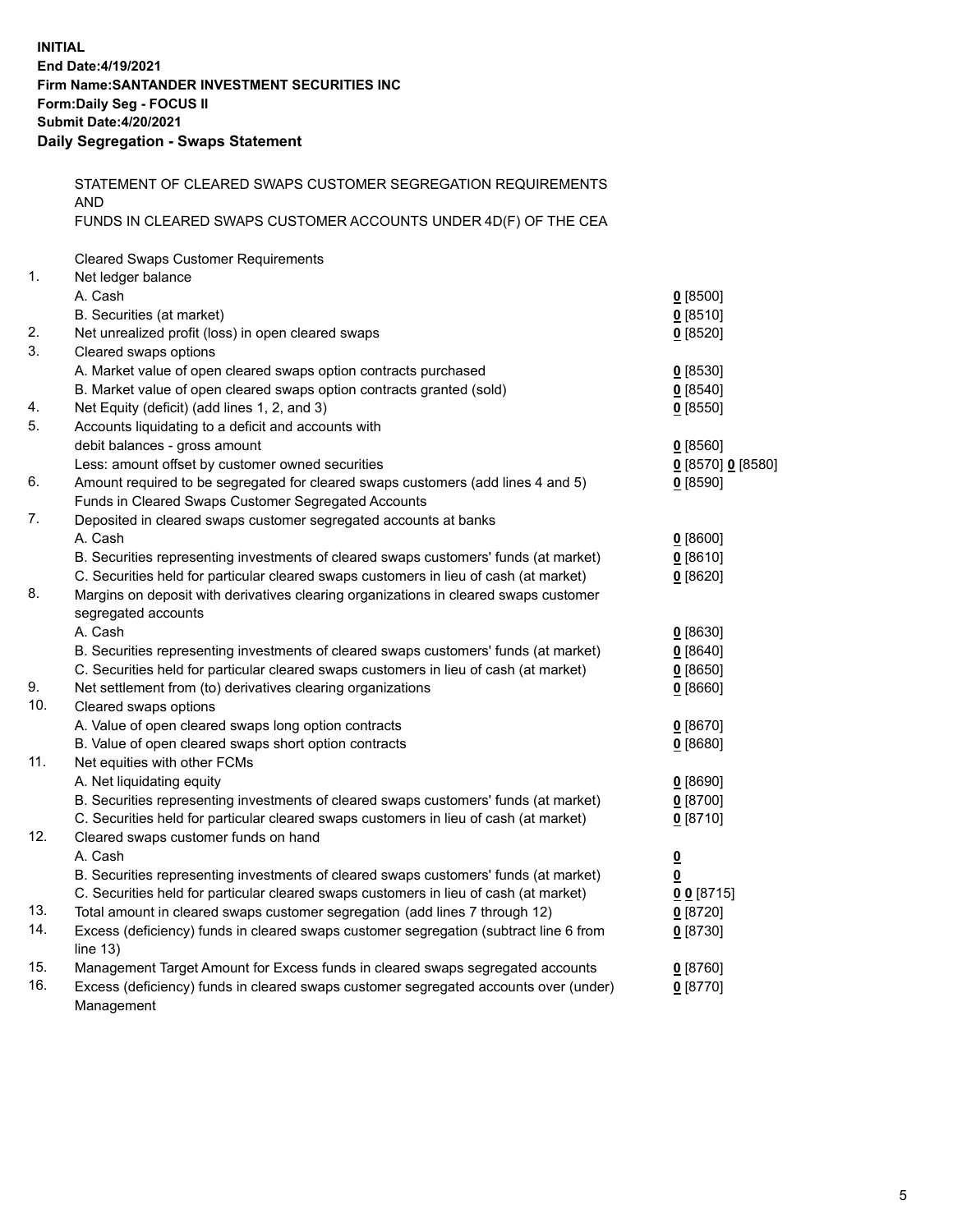**INITIAL**
**End Date:4/19/2021**
**Firm Name:SANTANDER INVESTMENT SECURITIES INC**
**Form:Daily Seg - FOCUS II**
**Submit Date:4/20/2021**
**Daily Segregation - Swaps Statement**

STATEMENT OF CLEARED SWAPS CUSTOMER SEGREGATION REQUIREMENTS AND FUNDS IN CLEARED SWAPS CUSTOMER ACCOUNTS UNDER 4D(F) OF THE CEA

| | | |
|---|---|---|
| | Cleared Swaps Customer Requirements | |
| 1. | Net ledger balance | |
| | A. Cash | 0 [8500] |
| | B. Securities (at market) | 0 [8510] |
| 2. | Net unrealized profit (loss) in open cleared swaps | 0 [8520] |
| 3. | Cleared swaps options | |
| | A. Market value of open cleared swaps option contracts purchased | 0 [8530] |
| | B. Market value of open cleared swaps option contracts granted (sold) | 0 [8540] |
| 4. | Net Equity (deficit) (add lines 1, 2, and 3) | 0 [8550] |
| 5. | Accounts liquidating to a deficit and accounts with debit balances - gross amount | 0 [8560] |
| | Less: amount offset by customer owned securities | 0 [8570] 0 [8580] |
| 6. | Amount required to be segregated for cleared swaps customers (add lines 4 and 5) | 0 [8590] |
| | Funds in Cleared Swaps Customer Segregated Accounts | |
| 7. | Deposited in cleared swaps customer segregated accounts at banks | |
| | A. Cash | 0 [8600] |
| | B. Securities representing investments of cleared swaps customers' funds (at market) | 0 [8610] |
| | C. Securities held for particular cleared swaps customers in lieu of cash (at market) | 0 [8620] |
| 8. | Margins on deposit with derivatives clearing organizations in cleared swaps customer segregated accounts | |
| | A. Cash | 0 [8630] |
| | B. Securities representing investments of cleared swaps customers' funds (at market) | 0 [8640] |
| | C. Securities held for particular cleared swaps customers in lieu of cash (at market) | 0 [8650] |
| 9. | Net settlement from (to) derivatives clearing organizations | 0 [8660] |
| 10. | Cleared swaps options | |
| | A. Value of open cleared swaps long option contracts | 0 [8670] |
| | B. Value of open cleared swaps short option contracts | 0 [8680] |
| 11. | Net equities with other FCMs | |
| | A. Net liquidating equity | 0 [8690] |
| | B. Securities representing investments of cleared swaps customers' funds (at market) | 0 [8700] |
| | C. Securities held for particular cleared swaps customers in lieu of cash (at market) | 0 [8710] |
| 12. | Cleared swaps customer funds on hand | |
| | A. Cash | 0 |
| | B. Securities representing investments of cleared swaps customers' funds (at market) | 0 |
| | C. Securities held for particular cleared swaps customers in lieu of cash (at market) | 0 0 [8715] |
| 13. | Total amount in cleared swaps customer segregation (add lines 7 through 12) | 0 [8720] |
| 14. | Excess (deficiency) funds in cleared swaps customer segregation (subtract line 6 from line 13) | 0 [8730] |
| 15. | Management Target Amount for Excess funds in cleared swaps segregated accounts | 0 [8760] |
| 16. | Excess (deficiency) funds in cleared swaps customer segregated accounts over (under) Management | 0 [8770] |